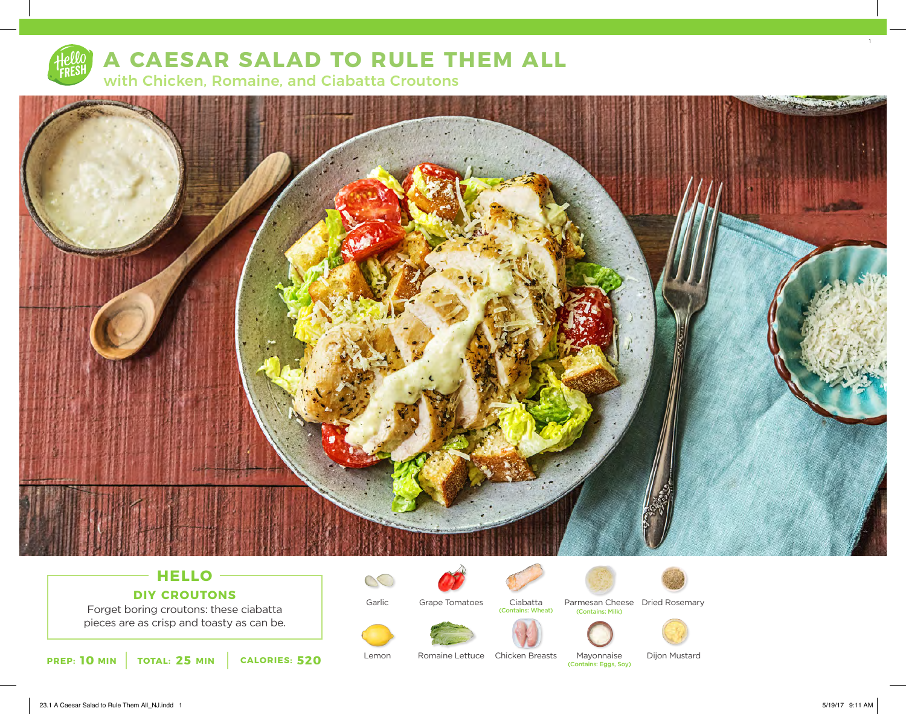# A CAESAR SALAD TO RULE THEM ALL

## with Chicken, Romaine, and Ciabatta Croutons

### HELLO

**DIY CROUTONS**

Forget boring croutons: these ciabatta pieces are as crisp and toasty as can be.

**PREP: 10 MIN** | **TOTAL: 25 MIN** | **CALORIES: 520**

- Garlic
- Grape Tomatoes
- Ciabatta (Contains: Wheat)
- Parmesan Cheese (Contains: Milk)
- Dried Rosemary
- Lemon
- Romaine Lettuce
- Chicken Breasts
- Mayonnaise (Contains: Eggs, Soy)
- Dijon Mustard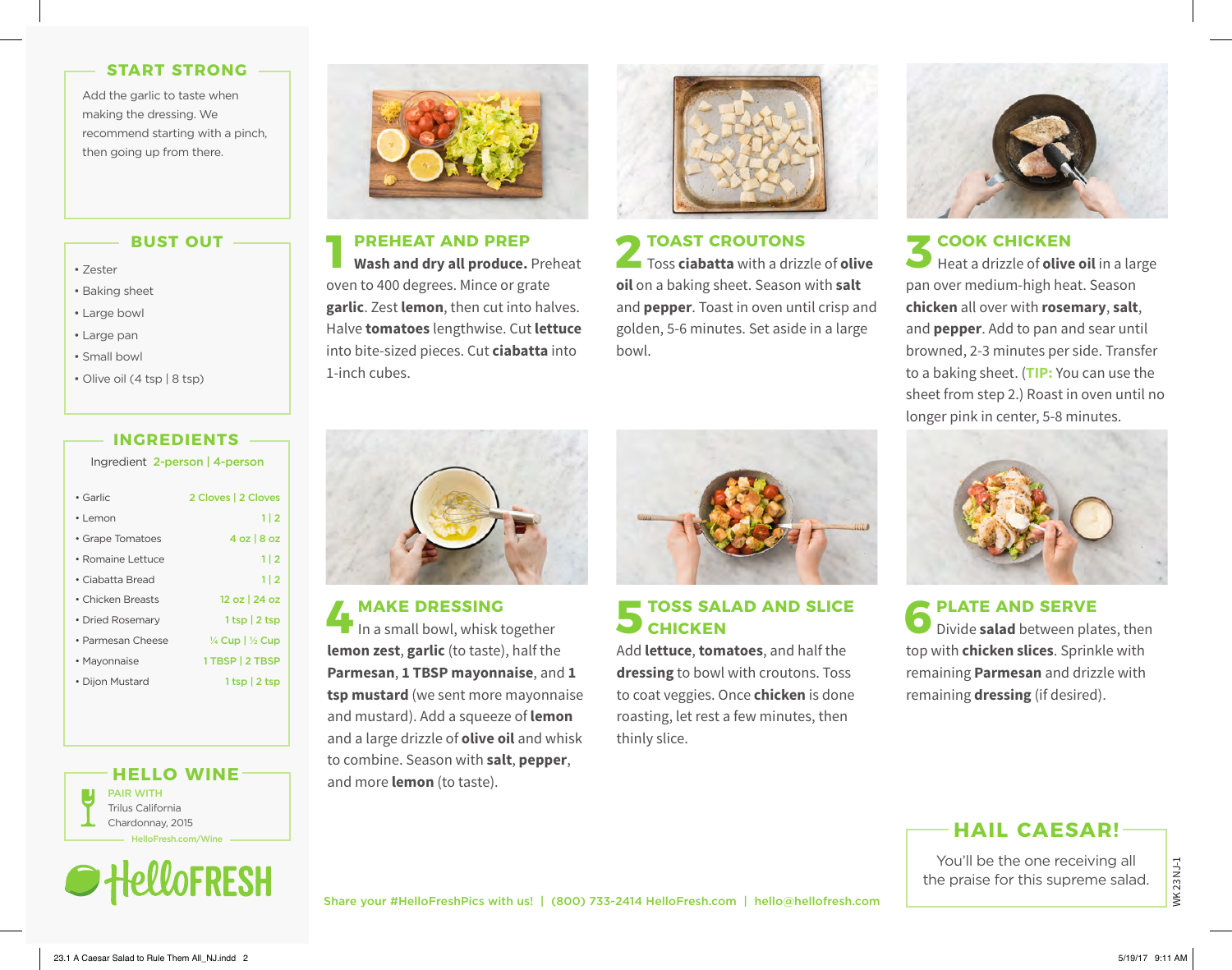## START STRONG

Add the garlic to taste when making the dressing. We recommend starting with a pinch, then going up from there.

## BUST OUT

- Zester
- Baking sheet
- Large bowl
- Large pan
- Small bowl
- Olive oil (4 tsp | 8 tsp)

## INGREDIENTS

| Ingredient | 2-person \| 4-person |
| --- | --- |
| Garlic | 2 Cloves \| 2 Cloves |
| Lemon | 1 \| 2 |
| Grape Tomatoes | 4 oz \| 8 oz |
| Romaine Lettuce | 1 \| 2 |
| Ciabatta Bread | 1 \| 2 |
| Chicken Breasts | 12 oz \| 24 oz |
| Dried Rosemary | 1 tsp \| 2 tsp |
| Parmesan Cheese | ¼ Cup \| ½ Cup |
| Mayonnaise | 1 TBSP \| 2 TBSP |
| Dijon Mustard | 1 tsp \| 2 tsp |

## HELLO WINE

PAIR WITH
Trilus California Chardonnay, 2015

HelloFresh.com/Wine

## 1 PREHEAT AND PREP

**Wash and dry all produce.** Preheat oven to 400 degrees. Mince or grate **garlic**. Zest **lemon**, then cut into halves. Halve **tomatoes** lengthwise. Cut **lettuce** into bite-sized pieces. Cut **ciabatta** into 1-inch cubes.

## 2 TOAST CROUTONS

Toss **ciabatta** with a drizzle of **olive oil** on a baking sheet. Season with **salt** and **pepper**. Toast in oven until crisp and golden, 5-6 minutes. Set aside in a large bowl.

## 3 COOK CHICKEN

Heat a drizzle of **olive oil** in a large pan over medium-high heat. Season **chicken** all over with **rosemary**, **salt**, and **pepper**. Add to pan and sear until browned, 2-3 minutes per side. Transfer to a baking sheet. (**TIP:** You can use the sheet from step 2.) Roast in oven until no longer pink in center, 5-8 minutes.

## 4 MAKE DRESSING

In a small bowl, whisk together **lemon zest**, **garlic** (to taste), half the **Parmesan**, **1 TBSP mayonnaise**, and **1 tsp mustard** (we sent more mayonnaise and mustard). Add a squeeze of **lemon** and a large drizzle of **olive oil** and whisk to combine. Season with **salt**, **pepper**, and more **lemon** (to taste).

## 5 TOSS SALAD AND SLICE CHICKEN

Add **lettuce**, **tomatoes**, and half the **dressing** to bowl with croutons. Toss to coat veggies. Once **chicken** is done roasting, let rest a few minutes, then thinly slice.

## 6 PLATE AND SERVE

Divide **salad** between plates, then top with **chicken slices**. Sprinkle with remaining **Parmesan** and drizzle with remaining **dressing** (if desired).

## HAIL CAESAR!

You'll be the one receiving all the praise for this supreme salad.

Share your #HelloFreshPics with us! | (800) 733-2414 HelloFresh.com | hello@hellofresh.com

WK23NJ-1